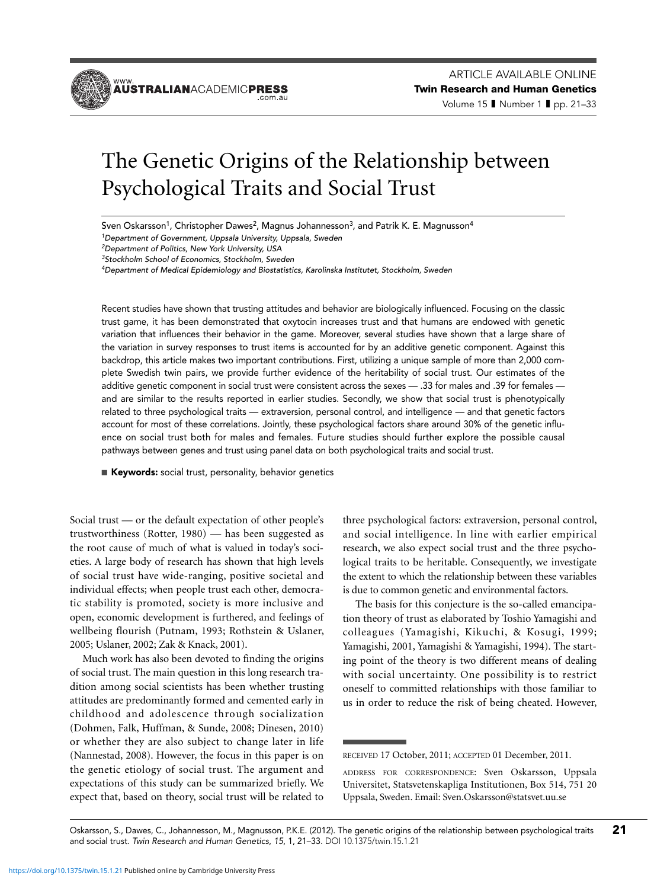# The Genetic Origins of the Relationship between Psychological Traits and Social Trust

Sven Oskarsson[1], Christopher Dawes[2], Magnus Johannesson[3], and Patrik K. E. Magnusson[4]

[1]*Department of Government, Uppsala University, Uppsala, Sweden*
[2]*Department of Politics, New York University, USA*
[3]*Stockholm School of Economics, Stockholm, Sweden*
[4]*Department of Medical Epidemiology and Biostatistics, Karolinska Institutet, Stockholm, Sweden*

Recent studies have shown that trusting attitudes and behavior are biologically influenced. Focusing on the classic trust game, it has been demonstrated that oxytocin increases trust and that humans are endowed with genetic variation that influences their behavior in the game. Moreover, several studies have shown that a large share of the variation in survey responses to trust items is accounted for by an additive genetic component. Against this backdrop, this article makes two important contributions. First, utilizing a unique sample of more than 2,000 complete Swedish twin pairs, we provide further evidence of the heritability of social trust. Our estimates of the additive genetic component in social trust were consistent across the sexes — .33 for males and .39 for females — and are similar to the results reported in earlier studies. Secondly, we show that social trust is phenotypically related to three psychological traits — extraversion, personal control, and intelligence — and that genetic factors account for most of these correlations. Jointly, these psychological factors share around 30% of the genetic influence on social trust both for males and females. Future studies should further explore the possible causal pathways between genes and trust using panel data on both psychological traits and social trust.

■ **Keywords:** social trust, personality, behavior genetics

Social trust — or the default expectation of other people's trustworthiness (Rotter, 1980) — has been suggested as the root cause of much of what is valued in today's societies. A large body of research has shown that high levels of social trust have wide-ranging, positive societal and individual effects; when people trust each other, democratic stability is promoted, society is more inclusive and open, economic development is furthered, and feelings of wellbeing flourish (Putnam, 1993; Rothstein & Uslaner, 2005; Uslaner, 2002; Zak & Knack, 2001).

Much work has also been devoted to finding the origins of social trust. The main question in this long research tradition among social scientists has been whether trusting attitudes are predominantly formed and cemented early in childhood and adolescence through socialization (Dohmen, Falk, Huffman, & Sunde, 2008; Dinesen, 2010) or whether they are also subject to change later in life (Nannestad, 2008). However, the focus in this paper is on the genetic etiology of social trust. The argument and expectations of this study can be summarized briefly. We expect that, based on theory, social trust will be related to three psychological factors: extraversion, personal control, and social intelligence. In line with earlier empirical research, we also expect social trust and the three psychological traits to be heritable. Consequently, we investigate the extent to which the relationship between these variables is due to common genetic and environmental factors.

The basis for this conjecture is the so-called emancipation theory of trust as elaborated by Toshio Yamagishi and colleagues (Yamagishi, Kikuchi, & Kosugi, 1999; Yamagishi, 2001, Yamagishi & Yamagishi, 1994). The starting point of the theory is two different means of dealing with social uncertainty. One possibility is to restrict oneself to committed relationships with those familiar to us in order to reduce the risk of being cheated. However,

RECEIVED 17 October, 2011; ACCEPTED 01 December, 2011.

ADDRESS FOR CORRESPONDENCE: Sven Oskarsson, Uppsala Universitet, Statsvetenskapliga Institutionen, Box 514, 751 20 Uppsala, Sweden. Email: Sven.Oskarsson@statsvet.uu.se

Oskarsson, S., Dawes, C., Johannesson, M., Magnusson, P.K.E. (2012). The genetic origins of the relationship between psychological traits and social trust. *Twin Research and Human Genetics*, *15*, 1, 21–33. DOI 10.1375/twin.15.1.21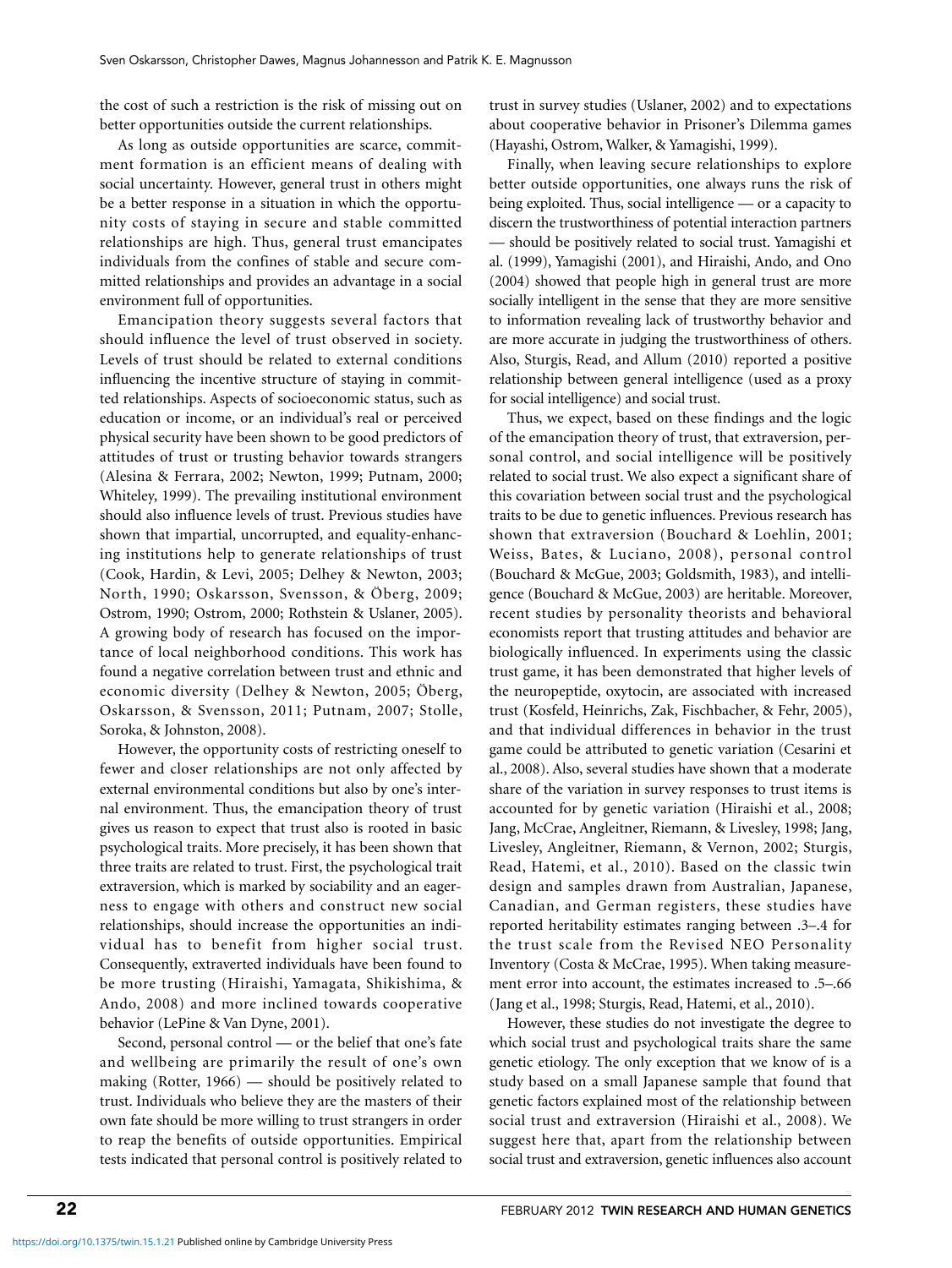the cost of such a restriction is the risk of missing out on better opportunities outside the current relationships.

As long as outside opportunities are scarce, commitment formation is an efficient means of dealing with social uncertainty. However, general trust in others might be a better response in a situation in which the opportunity costs of staying in secure and stable committed relationships are high. Thus, general trust emancipates individuals from the confines of stable and secure committed relationships and provides an advantage in a social environment full of opportunities.

Emancipation theory suggests several factors that should influence the level of trust observed in society. Levels of trust should be related to external conditions influencing the incentive structure of staying in committed relationships. Aspects of socioeconomic status, such as education or income, or an individual's real or perceived physical security have been shown to be good predictors of attitudes of trust or trusting behavior towards strangers (Alesina & Ferrara, 2002; Newton, 1999; Putnam, 2000; Whiteley, 1999). The prevailing institutional environment should also influence levels of trust. Previous studies have shown that impartial, uncorrupted, and equality-enhancing institutions help to generate relationships of trust (Cook, Hardin, & Levi, 2005; Delhey & Newton, 2003; North, 1990; Oskarsson, Svensson, & Öberg, 2009; Ostrom, 1990; Ostrom, 2000; Rothstein & Uslaner, 2005). A growing body of research has focused on the importance of local neighborhood conditions. This work has found a negative correlation between trust and ethnic and economic diversity (Delhey & Newton, 2005; Öberg, Oskarsson, & Svensson, 2011; Putnam, 2007; Stolle, Soroka, & Johnston, 2008).

However, the opportunity costs of restricting oneself to fewer and closer relationships are not only affected by external environmental conditions but also by one's internal environment. Thus, the emancipation theory of trust gives us reason to expect that trust also is rooted in basic psychological traits. More precisely, it has been shown that three traits are related to trust. First, the psychological trait extraversion, which is marked by sociability and an eagerness to engage with others and construct new social relationships, should increase the opportunities an individual has to benefit from higher social trust. Consequently, extraverted individuals have been found to be more trusting (Hiraishi, Yamagata, Shikishima, & Ando, 2008) and more inclined towards cooperative behavior (LePine & Van Dyne, 2001).

Second, personal control — or the belief that one's fate and wellbeing are primarily the result of one's own making (Rotter, 1966) — should be positively related to trust. Individuals who believe they are the masters of their own fate should be more willing to trust strangers in order to reap the benefits of outside opportunities. Empirical tests indicated that personal control is positively related to trust in survey studies (Uslaner, 2002) and to expectations about cooperative behavior in Prisoner's Dilemma games (Hayashi, Ostrom, Walker, & Yamagishi, 1999).

Finally, when leaving secure relationships to explore better outside opportunities, one always runs the risk of being exploited. Thus, social intelligence — or a capacity to discern the trustworthiness of potential interaction partners — should be positively related to social trust. Yamagishi et al. (1999), Yamagishi (2001), and Hiraishi, Ando, and Ono (2004) showed that people high in general trust are more socially intelligent in the sense that they are more sensitive to information revealing lack of trustworthy behavior and are more accurate in judging the trustworthiness of others. Also, Sturgis, Read, and Allum (2010) reported a positive relationship between general intelligence (used as a proxy for social intelligence) and social trust.

Thus, we expect, based on these findings and the logic of the emancipation theory of trust, that extraversion, personal control, and social intelligence will be positively related to social trust. We also expect a significant share of this covariation between social trust and the psychological traits to be due to genetic influences. Previous research has shown that extraversion (Bouchard & Loehlin, 2001; Weiss, Bates, & Luciano, 2008), personal control (Bouchard & McGue, 2003; Goldsmith, 1983), and intelligence (Bouchard & McGue, 2003) are heritable. Moreover, recent studies by personality theorists and behavioral economists report that trusting attitudes and behavior are biologically influenced. In experiments using the classic trust game, it has been demonstrated that higher levels of the neuropeptide, oxytocin, are associated with increased trust (Kosfeld, Heinrichs, Zak, Fischbacher, & Fehr, 2005), and that individual differences in behavior in the trust game could be attributed to genetic variation (Cesarini et al., 2008). Also, several studies have shown that a moderate share of the variation in survey responses to trust items is accounted for by genetic variation (Hiraishi et al., 2008; Jang, McCrae, Angleitner, Riemann, & Livesley, 1998; Jang, Livesley, Angleitner, Riemann, & Vernon, 2002; Sturgis, Read, Hatemi, et al., 2010). Based on the classic twin design and samples drawn from Australian, Japanese, Canadian, and German registers, these studies have reported heritability estimates ranging between .3–.4 for the trust scale from the Revised NEO Personality Inventory (Costa & McCrae, 1995). When taking measurement error into account, the estimates increased to .5–.66 (Jang et al., 1998; Sturgis, Read, Hatemi, et al., 2010).

However, these studies do not investigate the degree to which social trust and psychological traits share the same genetic etiology. The only exception that we know of is a study based on a small Japanese sample that found that genetic factors explained most of the relationship between social trust and extraversion (Hiraishi et al., 2008). We suggest here that, apart from the relationship between social trust and extraversion, genetic influences also account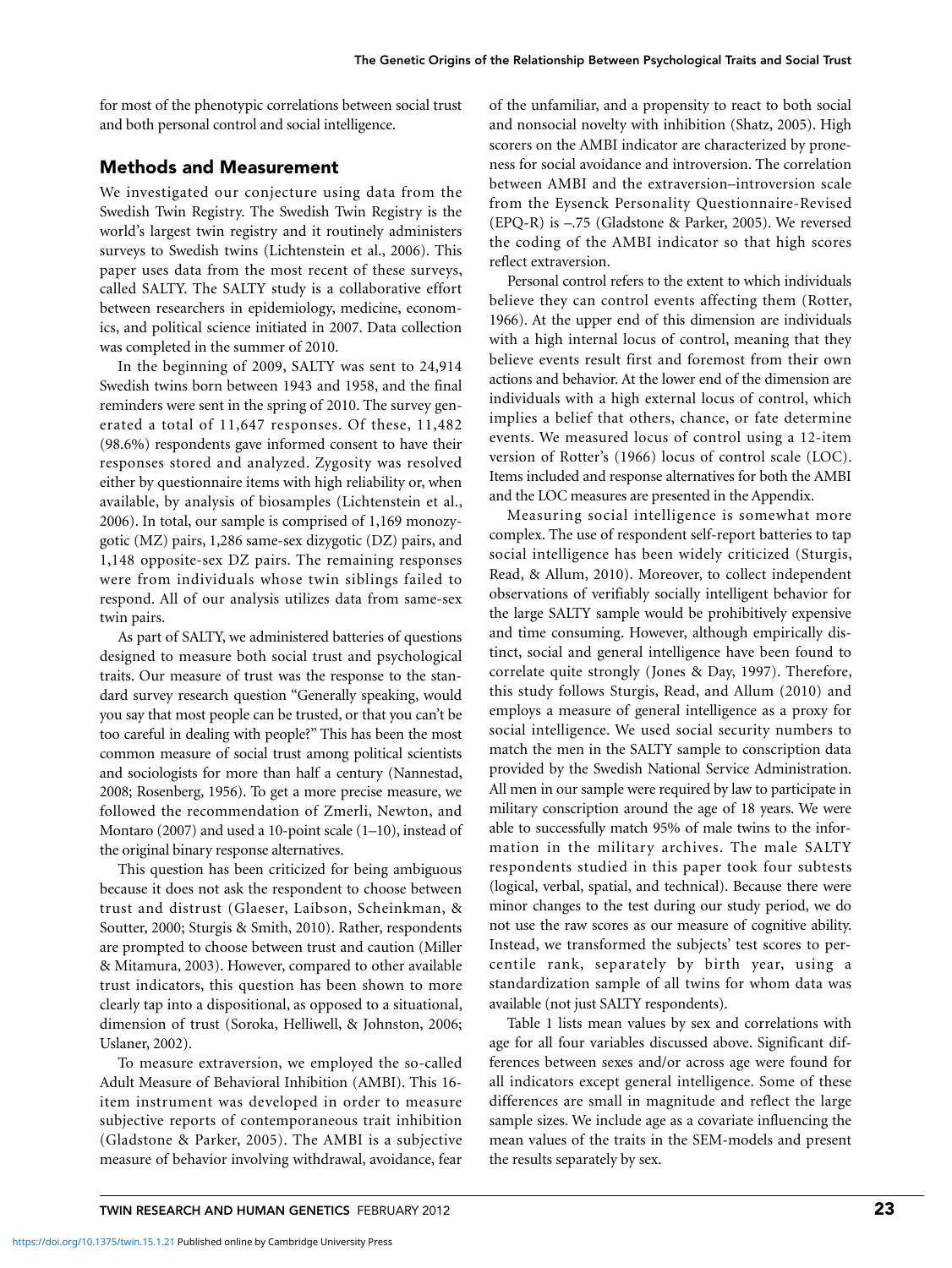for most of the phenotypic correlations between social trust and both personal control and social intelligence.

## Methods and Measurement

We investigated our conjecture using data from the Swedish Twin Registry. The Swedish Twin Registry is the world's largest twin registry and it routinely administers surveys to Swedish twins (Lichtenstein et al., 2006). This paper uses data from the most recent of these surveys, called SALTY. The SALTY study is a collaborative effort between researchers in epidemiology, medicine, economics, and political science initiated in 2007. Data collection was completed in the summer of 2010.

In the beginning of 2009, SALTY was sent to 24,914 Swedish twins born between 1943 and 1958, and the final reminders were sent in the spring of 2010. The survey generated a total of 11,647 responses. Of these, 11,482 (98.6%) respondents gave informed consent to have their responses stored and analyzed. Zygosity was resolved either by questionnaire items with high reliability or, when available, by analysis of biosamples (Lichtenstein et al., 2006). In total, our sample is comprised of 1,169 monozygotic (MZ) pairs, 1,286 same-sex dizygotic (DZ) pairs, and 1,148 opposite-sex DZ pairs. The remaining responses were from individuals whose twin siblings failed to respond. All of our analysis utilizes data from same-sex twin pairs.

As part of SALTY, we administered batteries of questions designed to measure both social trust and psychological traits. Our measure of trust was the response to the standard survey research question "Generally speaking, would you say that most people can be trusted, or that you can't be too careful in dealing with people?" This has been the most common measure of social trust among political scientists and sociologists for more than half a century (Nannestad, 2008; Rosenberg, 1956). To get a more precise measure, we followed the recommendation of Zmerli, Newton, and Montaro (2007) and used a 10-point scale (1–10), instead of the original binary response alternatives.

This question has been criticized for being ambiguous because it does not ask the respondent to choose between trust and distrust (Glaeser, Laibson, Scheinkman, & Soutter, 2000; Sturgis & Smith, 2010). Rather, respondents are prompted to choose between trust and caution (Miller & Mitamura, 2003). However, compared to other available trust indicators, this question has been shown to more clearly tap into a dispositional, as opposed to a situational, dimension of trust (Soroka, Helliwell, & Johnston, 2006; Uslaner, 2002).

To measure extraversion, we employed the so-called Adult Measure of Behavioral Inhibition (AMBI). This 16-item instrument was developed in order to measure subjective reports of contemporaneous trait inhibition (Gladstone & Parker, 2005). The AMBI is a subjective measure of behavior involving withdrawal, avoidance, fear of the unfamiliar, and a propensity to react to both social and nonsocial novelty with inhibition (Shatz, 2005). High scorers on the AMBI indicator are characterized by proneness for social avoidance and introversion. The correlation between AMBI and the extraversion–introversion scale from the Eysenck Personality Questionnaire-Revised (EPQ-R) is –.75 (Gladstone & Parker, 2005). We reversed the coding of the AMBI indicator so that high scores reflect extraversion.

Personal control refers to the extent to which individuals believe they can control events affecting them (Rotter, 1966). At the upper end of this dimension are individuals with a high internal locus of control, meaning that they believe events result first and foremost from their own actions and behavior. At the lower end of the dimension are individuals with a high external locus of control, which implies a belief that others, chance, or fate determine events. We measured locus of control using a 12-item version of Rotter's (1966) locus of control scale (LOC). Items included and response alternatives for both the AMBI and the LOC measures are presented in the Appendix.

Measuring social intelligence is somewhat more complex. The use of respondent self-report batteries to tap social intelligence has been widely criticized (Sturgis, Read, & Allum, 2010). Moreover, to collect independent observations of verifiably socially intelligent behavior for the large SALTY sample would be prohibitively expensive and time consuming. However, although empirically distinct, social and general intelligence have been found to correlate quite strongly (Jones & Day, 1997). Therefore, this study follows Sturgis, Read, and Allum (2010) and employs a measure of general intelligence as a proxy for social intelligence. We used social security numbers to match the men in the SALTY sample to conscription data provided by the Swedish National Service Administration. All men in our sample were required by law to participate in military conscription around the age of 18 years. We were able to successfully match 95% of male twins to the information in the military archives. The male SALTY respondents studied in this paper took four subtests (logical, verbal, spatial, and technical). Because there were minor changes to the test during our study period, we do not use the raw scores as our measure of cognitive ability. Instead, we transformed the subjects' test scores to percentile rank, separately by birth year, using a standardization sample of all twins for whom data was available (not just SALTY respondents).

Table 1 lists mean values by sex and correlations with age for all four variables discussed above. Significant differences between sexes and/or across age were found for all indicators except general intelligence. Some of these differences are small in magnitude and reflect the large sample sizes. We include age as a covariate influencing the mean values of the traits in the SEM-models and present the results separately by sex.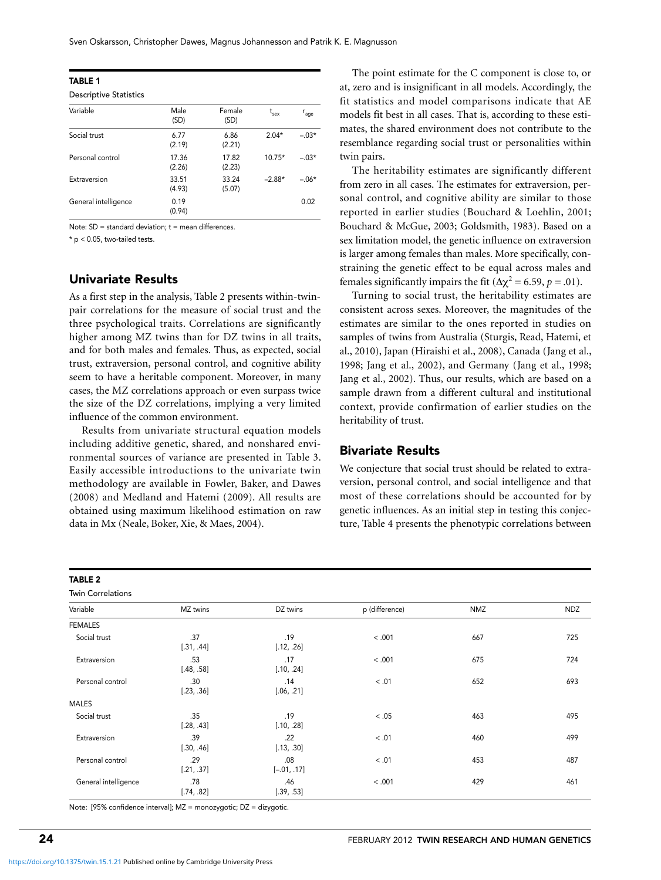**TABLE 1**

Descriptive Statistics

| Variable | Male (SD) | Female (SD) | $t_{sex}$ | $r_{age}$ |
|---|---|---|---|---|
| Social trust | 6.77 (2.19) | 6.86 (2.21) | 2.04* | –.03* |
| Personal control | 17.36 (2.26) | 17.82 (2.23) | 10.75* | –.03* |
| Extraversion | 33.51 (4.93) | 33.24 (5.07) | –2.88* | –.06* |
| General intelligence | 0.19 (0.94) | | | 0.02 |

Note: SD = standard deviation; t = mean differences.

* p < 0.05, two-tailed tests.

## Univariate Results

As a first step in the analysis, Table 2 presents within-twin-pair correlations for the measure of social trust and the three psychological traits. Correlations are significantly higher among MZ twins than for DZ twins in all traits, and for both males and females. Thus, as expected, social trust, extraversion, personal control, and cognitive ability seem to have a heritable component. Moreover, in many cases, the MZ correlations approach or even surpass twice the size of the DZ correlations, implying a very limited influence of the common environment.

Results from univariate structural equation models including additive genetic, shared, and nonshared environmental sources of variance are presented in Table 3. Easily accessible introductions to the univariate twin methodology are available in Fowler, Baker, and Dawes (2008) and Medland and Hatemi (2009). All results are obtained using maximum likelihood estimation on raw data in Mx (Neale, Boker, Xie, & Maes, 2004).

The point estimate for the C component is close to, or at, zero and is insignificant in all models. Accordingly, the fit statistics and model comparisons indicate that AE models fit best in all cases. That is, according to these estimates, the shared environment does not contribute to the resemblance regarding social trust or personalities within twin pairs.

The heritability estimates are significantly different from zero in all cases. The estimates for extraversion, personal control, and cognitive ability are similar to those reported in earlier studies (Bouchard & Loehlin, 2001; Bouchard & McGue, 2003; Goldsmith, 1983). Based on a sex limitation model, the genetic influence on extraversion is larger among females than males. More specifically, constraining the genetic effect to be equal across males and females significantly impairs the fit ($\Delta\chi^2 = 6.59$, $p = .01$).

Turning to social trust, the heritability estimates are consistent across sexes. Moreover, the magnitudes of the estimates are similar to the ones reported in studies on samples of twins from Australia (Sturgis, Read, Hatemi, et al., 2010), Japan (Hiraishi et al., 2008), Canada (Jang et al., 1998; Jang et al., 2002), and Germany (Jang et al., 1998; Jang et al., 2002). Thus, our results, which are based on a sample drawn from a different cultural and institutional context, provide confirmation of earlier studies on the heritability of trust.

## Bivariate Results

We conjecture that social trust should be related to extraversion, personal control, and social intelligence and that most of these correlations should be accounted for by genetic influences. As an initial step in testing this conjecture, Table 4 presents the phenotypic correlations between

**TABLE 2**

Twin Correlations

| Variable | MZ twins | DZ twins | p (difference) | NMZ | NDZ |
|---|---|---|---|---|---|
| FEMALES | | | | | |
| Social trust | .37 [.31, .44] | .19 [.12, .26] | < .001 | 667 | 725 |
| Extraversion | .53 [.48, .58] | .17 [.10, .24] | < .001 | 675 | 724 |
| Personal control | .30 [.23, .36] | .14 [.06, .21] | < .01 | 652 | 693 |
| MALES | | | | | |
| Social trust | .35 [.28, .43] | .19 [.10, .28] | < .05 | 463 | 495 |
| Extraversion | .39 [.30, .46] | .22 [.13, .30] | < .01 | 460 | 499 |
| Personal control | .29 [.21, .37] | .08 [–.01, .17] | < .01 | 453 | 487 |
| General intelligence | .78 [.74, .82] | .46 [.39, .53] | < .001 | 429 | 461 |

Note: [95% confidence interval]; MZ = monozygotic; DZ = dizygotic.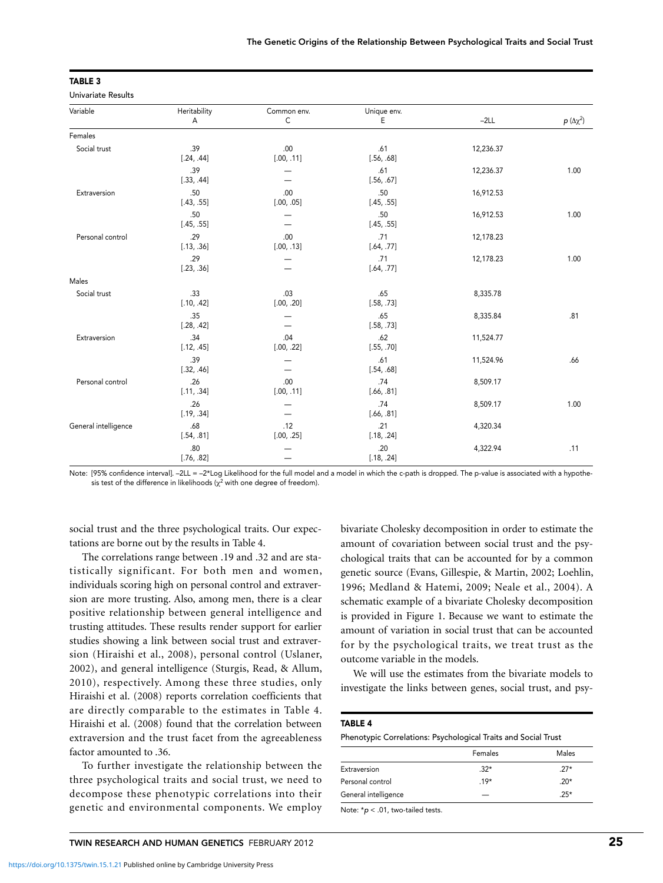**TABLE 3**

Univariate Results

| Variable | Heritability A | Common env. C | Unique env. E | −2LL | $p$ ($\Delta\chi^2$) |
|---|---|---|---|---|---|
| Females | | | | | |
| Social trust | .39 [.24, .44] | .00 [.00, .11] | .61 [.56, .68] | 12,236.37 | |
| | .39 [.33, .44] | — | .61 [.56, .67] | 12,236.37 | 1.00 |
| Extraversion | .50 [.43, .55] | .00 [.00, .05] | .50 [.45, .55] | 16,912.53 | |
| | .50 [.45, .55] | — | .50 [.45, .55] | 16,912.53 | 1.00 |
| Personal control | .29 [.13, .36] | .00 [.00, .13] | .71 [.64, .77] | 12,178.23 | |
| | .29 [.23, .36] | — | .71 [.64, .77] | 12,178.23 | 1.00 |
| Males | | | | | |
| Social trust | .33 [.10, .42] | .03 [.00, .20] | .65 [.58, .73] | 8,335.78 | |
| | .35 [.28, .42] | — | .65 [.58, .73] | 8,335.84 | .81 |
| Extraversion | .34 [.12, .45] | .04 [.00, .22] | .62 [.55, .70] | 11,524.77 | |
| | .39 [.32, .46] | — | .61 [.54, .68] | 11,524.96 | .66 |
| Personal control | .26 [.11, .34] | .00 [.00, .11] | .74 [.66, .81] | 8,509.17 | |
| | .26 [.19, .34] | — | .74 [.66, .81] | 8,509.17 | 1.00 |
| General intelligence | .68 [.54, .81] | .12 [.00, .25] | .21 [.18, .24] | 4,320.34 | |
| | .80 [.76, .82] | — | .20 [.18, .24] | 4,322.94 | .11 |

Note: [95% confidence interval]. −2LL = −2*Log Likelihood for the full model and a model in which the c-path is dropped. The p-value is associated with a hypothesis test of the difference in likelihoods ($\chi^2$ with one degree of freedom).

social trust and the three psychological traits. Our expectations are borne out by the results in Table 4.

The correlations range between .19 and .32 and are statistically significant. For both men and women, individuals scoring high on personal control and extraversion are more trusting. Also, among men, there is a clear positive relationship between general intelligence and trusting attitudes. These results render support for earlier studies showing a link between social trust and extraversion (Hiraishi et al., 2008), personal control (Uslaner, 2002), and general intelligence (Sturgis, Read, & Allum, 2010), respectively. Among these three studies, only Hiraishi et al. (2008) reports correlation coefficients that are directly comparable to the estimates in Table 4. Hiraishi et al. (2008) found that the correlation between extraversion and the trust facet from the agreeableness factor amounted to .36.

To further investigate the relationship between the three psychological traits and social trust, we need to decompose these phenotypic correlations into their genetic and environmental components. We employ bivariate Cholesky decomposition in order to estimate the amount of covariation between social trust and the psychological traits that can be accounted for by a common genetic source (Evans, Gillespie, & Martin, 2002; Loehlin, 1996; Medland & Hatemi, 2009; Neale et al., 2004). A schematic example of a bivariate Cholesky decomposition is provided in Figure 1. Because we want to estimate the amount of variation in social trust that can be accounted for by the psychological traits, we treat trust as the outcome variable in the models.

We will use the estimates from the bivariate models to investigate the links between genes, social trust, and psy-

**TABLE 4**

Phenotypic Correlations: Psychological Traits and Social Trust

| | Females | Males |
|---|---|---|
| Extraversion | .32* | .27* |
| Personal control | .19* | .20* |
| General intelligence | — | .25* |

Note: *$p < .01$, two-tailed tests.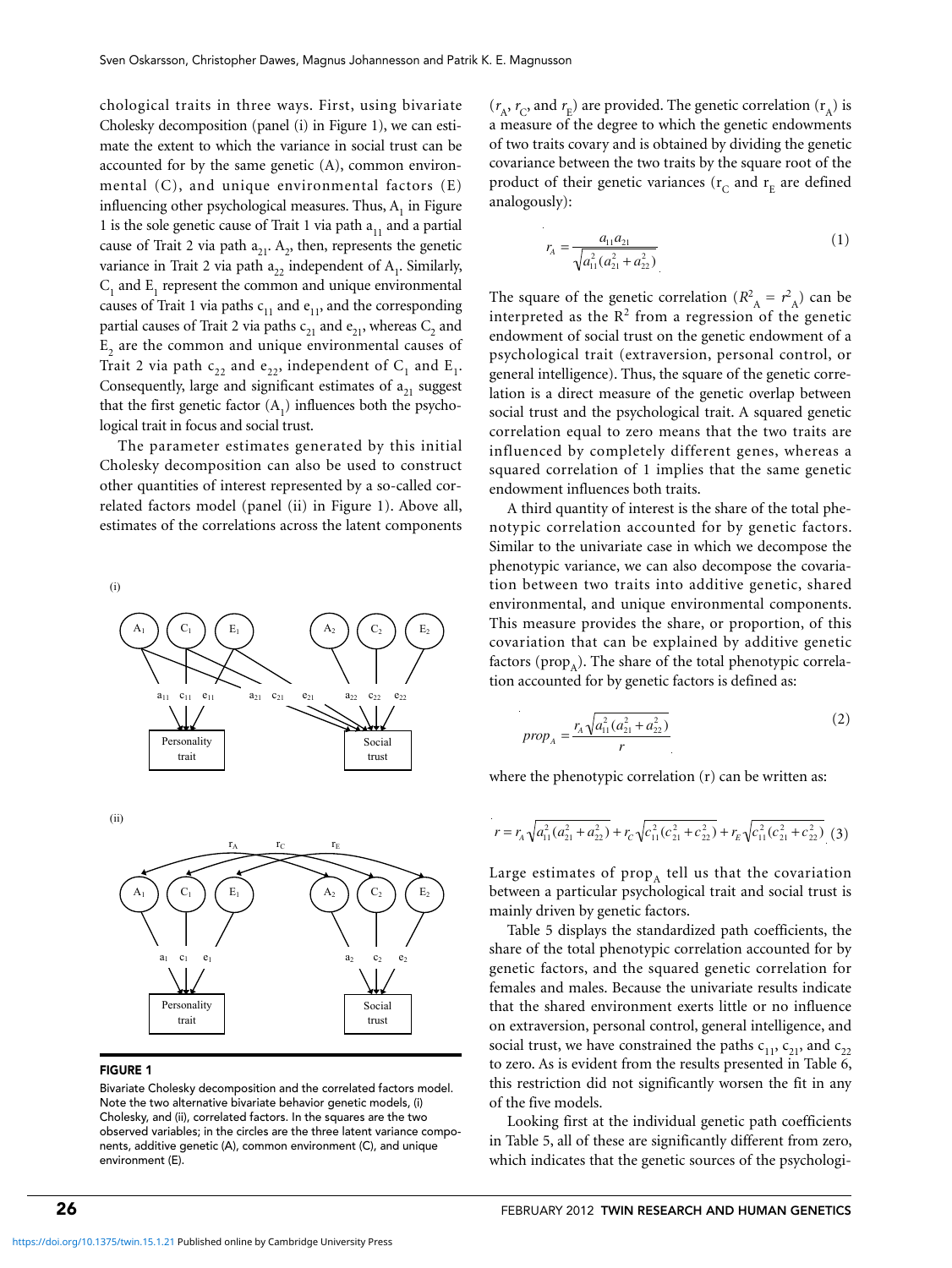chological traits in three ways. First, using bivariate Cholesky decomposition (panel (i) in Figure 1), we can estimate the extent to which the variance in social trust can be accounted for by the same genetic (A), common environmental (C), and unique environmental factors (E) influencing other psychological measures. Thus, $A_1$ in Figure 1 is the sole genetic cause of Trait 1 via path $a_{11}$ and a partial cause of Trait 2 via path $a_{21}$. $A_2$, then, represents the genetic variance in Trait 2 via path $a_{22}$ independent of $A_1$. Similarly, $C_1$ and $E_1$ represent the common and unique environmental causes of Trait 1 via paths $c_{11}$ and $e_{11}$, and the corresponding partial causes of Trait 2 via paths $c_{21}$ and $e_{21}$, whereas $C_2$ and $E_2$ are the common and unique environmental causes of Trait 2 via path $c_{22}$ and $e_{22}$, independent of $C_1$ and $E_1$. Consequently, large and significant estimates of $a_{21}$ suggest that the first genetic factor ($A_1$) influences both the psychological trait in focus and social trust.

The parameter estimates generated by this initial Cholesky decomposition can also be used to construct other quantities of interest represented by a so-called correlated factors model (panel (ii) in Figure 1). Above all, estimates of the correlations across the latent components ($r_A$, $r_C$, and $r_E$) are provided. The genetic correlation ($r_A$) is a measure of the degree to which the genetic endowments of two traits covary and is obtained by dividing the genetic covariance between the two traits by the square root of the product of their genetic variances ($r_C$ and $r_E$ are defined analogously):

$$r_A = \frac{a_{11}a_{21}}{\sqrt{a_{11}^2(a_{21}^2 + a_{22}^2)}} \quad (1)$$

The square of the genetic correlation ($R^2_A = r^2_A$) can be interpreted as the $R^2$ from a regression of the genetic endowment of social trust on the genetic endowment of a psychological trait (extraversion, personal control, or general intelligence). Thus, the square of the genetic correlation is a direct measure of the genetic overlap between social trust and the psychological trait. A squared genetic correlation equal to zero means that the two traits are influenced by completely different genes, whereas a squared correlation of 1 implies that the same genetic endowment influences both traits.

A third quantity of interest is the share of the total phenotypic correlation accounted for by genetic factors. Similar to the univariate case in which we decompose the phenotypic variance, we can also decompose the covariation between two traits into additive genetic, shared environmental, and unique environmental components. This measure provides the share, or proportion, of this covariation that can be explained by additive genetic factors ($prop_A$). The share of the total phenotypic correlation accounted for by genetic factors is defined as:

$$prop_A = \frac{r_A\sqrt{a_{11}^2(a_{21}^2 + a_{22}^2)}}{r} \quad (2)$$

where the phenotypic correlation (r) can be written as:

$$r = r_A\sqrt{a_{11}^2(a_{21}^2 + a_{22}^2)} + r_C\sqrt{c_{11}^2(c_{21}^2 + c_{22}^2)} + r_E\sqrt{c_{11}^2(c_{21}^2 + c_{22}^2)} \quad (3)$$

Large estimates of $prop_A$ tell us that the covariation between a particular psychological trait and social trust is mainly driven by genetic factors.

Table 5 displays the standardized path coefficients, the share of the total phenotypic correlation accounted for by genetic factors, and the squared genetic correlation for females and males. Because the univariate results indicate that the shared environment exerts little or no influence on extraversion, personal control, general intelligence, and social trust, we have constrained the paths $c_{11}$, $c_{21}$, and $c_{22}$ to zero. As is evident from the results presented in Table 6, this restriction did not significantly worsen the fit in any of the five models.

Looking first at the individual genetic path coefficients in Table 5, all of these are significantly different from zero, which indicates that the genetic sources of the psychologi-

(i)

(ii)

**FIGURE 1**

Bivariate Cholesky decomposition and the correlated factors model. Note the two alternative bivariate behavior genetic models, (i) Cholesky, and (ii), correlated factors. In the squares are the two observed variables; in the circles are the three latent variance components, additive genetic (A), common environment (C), and unique environment (E).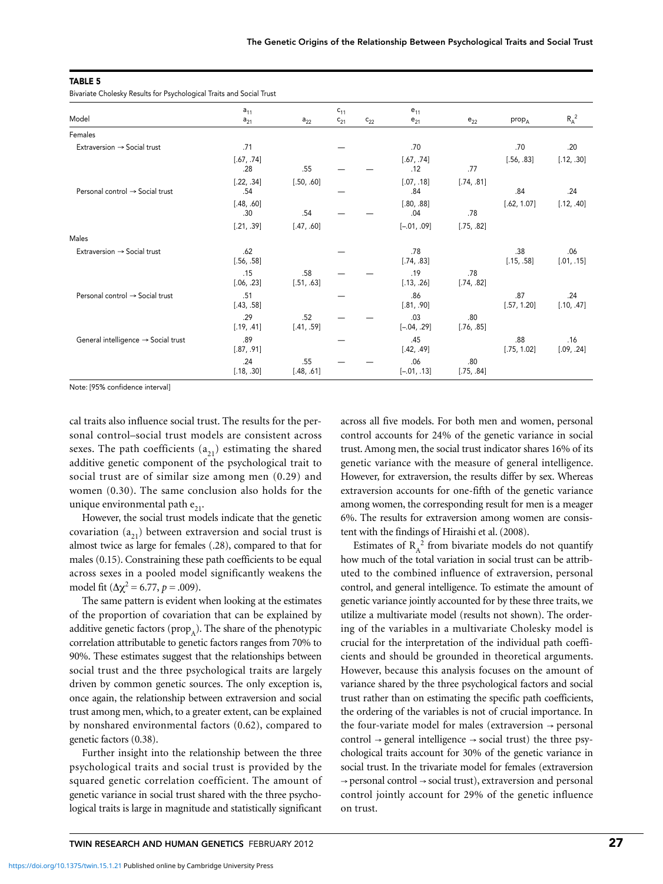**TABLE 5**

Bivariate Cholesky Results for Psychological Traits and Social Trust

| Model | $a_{11}$ / $a_{21}$ | $a_{22}$ | $c_{11}$ / $c_{21}$ | $c_{22}$ | $e_{11}$ / $e_{21}$ | $e_{22}$ | $prop_A$ | $R_A^2$ |
|---|---|---|---|---|---|---|---|---|
| Females | | | | | | | | |
| Extraversion → Social trust | .71 | | — | | .70 | | .70 | .20 |
| | [.67, .74] | | | | [.67, .74] | | [.56, .83] | [.12, .30] |
| | .28 | .55 | — | — | .12 | .77 | | |
| | [.22, .34] | [.50, .60] | | | [.07, .18] | [.74, .81] | | |
| Personal control → Social trust | .54 | | — | | .84 | | .84 | .24 |
| | [.48, .60] | | | | [.80, .88] | | [.62, 1.07] | [.12, .40] |
| | .30 | .54 | — | — | .04 | .78 | | |
| | [.21, .39] | [.47, .60] | | | [–.01, .09] | [.75, .82] | | |
| Males | | | | | | | | |
| Extraversion → Social trust | .62 | | — | | .78 | | .38 | .06 |
| | [.56, .58] | | | | [.74, .83] | | [.15, .58] | [.01, .15] |
| | .15 | .58 | — | — | .19 | .78 | | |
| | [.06, .23] | [.51, .63] | | | [.13, .26] | [.74, .82] | | |
| Personal control → Social trust | .51 | | — | | .86 | | .87 | .24 |
| | [.43, .58] | | | | [.81, .90] | | [.57, 1.20] | [.10, .47] |
| | .29 | .52 | — | — | .03 | .80 | | |
| | [.19, .41] | [.41, .59] | | | [–.04, .29] | [.76, .85] | | |
| General intelligence → Social trust | .89 | | — | | .45 | | .88 | .16 |
| | [.87, .91] | | | | [.42, .49] | | [.75, 1.02] | [.09, .24] |
| | .24 | .55 | — | — | .06 | .80 | | |
| | [.18, .30] | [.48, .61] | | | [–.01, .13] | [.75, .84] | | |

Note: [95% confidence interval]

cal traits also influence social trust. The results for the personal control–social trust models are consistent across sexes. The path coefficients ($a_{21}$) estimating the shared additive genetic component of the psychological trait to social trust are of similar size among men (0.29) and women (0.30). The same conclusion also holds for the unique environmental path $e_{21}$.

However, the social trust models indicate that the genetic covariation ($a_{21}$) between extraversion and social trust is almost twice as large for females (.28), compared to that for males (0.15). Constraining these path coefficients to be equal across sexes in a pooled model significantly weakens the model fit ($\Delta\chi^2 = 6.77$, $p = .009$).

The same pattern is evident when looking at the estimates of the proportion of covariation that can be explained by additive genetic factors ($prop_A$). The share of the phenotypic correlation attributable to genetic factors ranges from 70% to 90%. These estimates suggest that the relationships between social trust and the three psychological traits are largely driven by common genetic sources. The only exception is, once again, the relationship between extraversion and social trust among men, which, to a greater extent, can be explained by nonshared environmental factors (0.62), compared to genetic factors (0.38).

Further insight into the relationship between the three psychological traits and social trust is provided by the squared genetic correlation coefficient. The amount of genetic variance in social trust shared with the three psychological traits is large in magnitude and statistically significant across all five models. For both men and women, personal control accounts for 24% of the genetic variance in social trust. Among men, the social trust indicator shares 16% of its genetic variance with the measure of general intelligence. However, for extraversion, the results differ by sex. Whereas extraversion accounts for one-fifth of the genetic variance among women, the corresponding result for men is a meager 6%. The results for extraversion among women are consistent with the findings of Hiraishi et al. (2008).

Estimates of $R_A^2$ from bivariate models do not quantify how much of the total variation in social trust can be attributed to the combined influence of extraversion, personal control, and general intelligence. To estimate the amount of genetic variance jointly accounted for by these three traits, we utilize a multivariate model (results not shown). The ordering of the variables in a multivariate Cholesky model is crucial for the interpretation of the individual path coefficients and should be grounded in theoretical arguments. However, because this analysis focuses on the amount of variance shared by the three psychological factors and social trust rather than on estimating the specific path coefficients, the ordering of the variables is not of crucial importance. In the four-variate model for males (extraversion → personal control → general intelligence → social trust) the three psychological traits account for 30% of the genetic variance in social trust. In the trivariate model for females (extraversion → personal control → social trust), extraversion and personal control jointly account for 29% of the genetic influence on trust.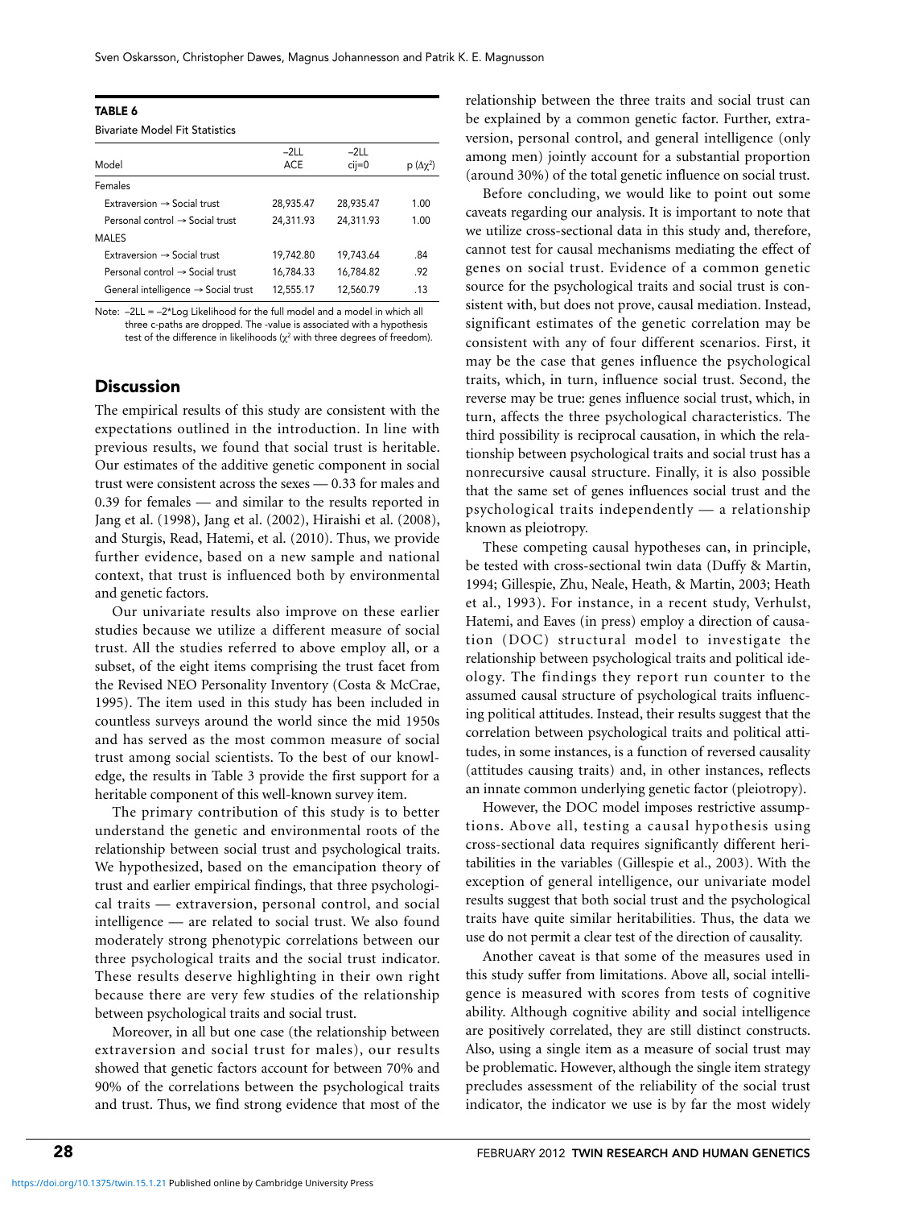**TABLE 6**

Bivariate Model Fit Statistics

| Model | −2LL ACE | −2LL cij=0 | p (Δχ²) |
|---|---|---|---|
| Females | | | |
| Extraversion → Social trust | 28,935.47 | 28,935.47 | 1.00 |
| Personal control → Social trust | 24,311.93 | 24,311.93 | 1.00 |
| MALES | | | |
| Extraversion → Social trust | 19,742.80 | 19,743.64 | .84 |
| Personal control → Social trust | 16,784.33 | 16,784.82 | .92 |
| General intelligence → Social trust | 12,555.17 | 12,560.79 | .13 |

Note: −2LL = −2*Log Likelihood for the full model and a model in which all three c-paths are dropped. The -value is associated with a hypothesis test of the difference in likelihoods ($\chi^2$ with three degrees of freedom).

## Discussion

The empirical results of this study are consistent with the expectations outlined in the introduction. In line with previous results, we found that social trust is heritable. Our estimates of the additive genetic component in social trust were consistent across the sexes — 0.33 for males and 0.39 for females — and similar to the results reported in Jang et al. (1998), Jang et al. (2002), Hiraishi et al. (2008), and Sturgis, Read, Hatemi, et al. (2010). Thus, we provide further evidence, based on a new sample and national context, that trust is influenced both by environmental and genetic factors.

Our univariate results also improve on these earlier studies because we utilize a different measure of social trust. All the studies referred to above employ all, or a subset, of the eight items comprising the trust facet from the Revised NEO Personality Inventory (Costa & McCrae, 1995). The item used in this study has been included in countless surveys around the world since the mid 1950s and has served as the most common measure of social trust among social scientists. To the best of our knowledge, the results in Table 3 provide the first support for a heritable component of this well-known survey item.

The primary contribution of this study is to better understand the genetic and environmental roots of the relationship between social trust and psychological traits. We hypothesized, based on the emancipation theory of trust and earlier empirical findings, that three psychological traits — extraversion, personal control, and social intelligence — are related to social trust. We also found moderately strong phenotypic correlations between our three psychological traits and the social trust indicator. These results deserve highlighting in their own right because there are very few studies of the relationship between psychological traits and social trust.

Moreover, in all but one case (the relationship between extraversion and social trust for males), our results showed that genetic factors account for between 70% and 90% of the correlations between the psychological traits and trust. Thus, we find strong evidence that most of the relationship between the three traits and social trust can be explained by a common genetic factor. Further, extraversion, personal control, and general intelligence (only among men) jointly account for a substantial proportion (around 30%) of the total genetic influence on social trust.

Before concluding, we would like to point out some caveats regarding our analysis. It is important to note that we utilize cross-sectional data in this study and, therefore, cannot test for causal mechanisms mediating the effect of genes on social trust. Evidence of a common genetic source for the psychological traits and social trust is consistent with, but does not prove, causal mediation. Instead, significant estimates of the genetic correlation may be consistent with any of four different scenarios. First, it may be the case that genes influence the psychological traits, which, in turn, influence social trust. Second, the reverse may be true: genes influence social trust, which, in turn, affects the three psychological characteristics. The third possibility is reciprocal causation, in which the relationship between psychological traits and social trust has a nonrecursive causal structure. Finally, it is also possible that the same set of genes influences social trust and the psychological traits independently — a relationship known as pleiotropy.

These competing causal hypotheses can, in principle, be tested with cross-sectional twin data (Duffy & Martin, 1994; Gillespie, Zhu, Neale, Heath, & Martin, 2003; Heath et al., 1993). For instance, in a recent study, Verhulst, Hatemi, and Eaves (in press) employ a direction of causation (DOC) structural model to investigate the relationship between psychological traits and political ideology. The findings they report run counter to the assumed causal structure of psychological traits influencing political attitudes. Instead, their results suggest that the correlation between psychological traits and political attitudes, in some instances, is a function of reversed causality (attitudes causing traits) and, in other instances, reflects an innate common underlying genetic factor (pleiotropy).

However, the DOC model imposes restrictive assumptions. Above all, testing a causal hypothesis using cross-sectional data requires significantly different heritabilities in the variables (Gillespie et al., 2003). With the exception of general intelligence, our univariate model results suggest that both social trust and the psychological traits have quite similar heritabilities. Thus, the data we use do not permit a clear test of the direction of causality.

Another caveat is that some of the measures used in this study suffer from limitations. Above all, social intelligence is measured with scores from tests of cognitive ability. Although cognitive ability and social intelligence are positively correlated, they are still distinct constructs. Also, using a single item as a measure of social trust may be problematic. However, although the single item strategy precludes assessment of the reliability of the social trust indicator, the indicator we use is by far the most widely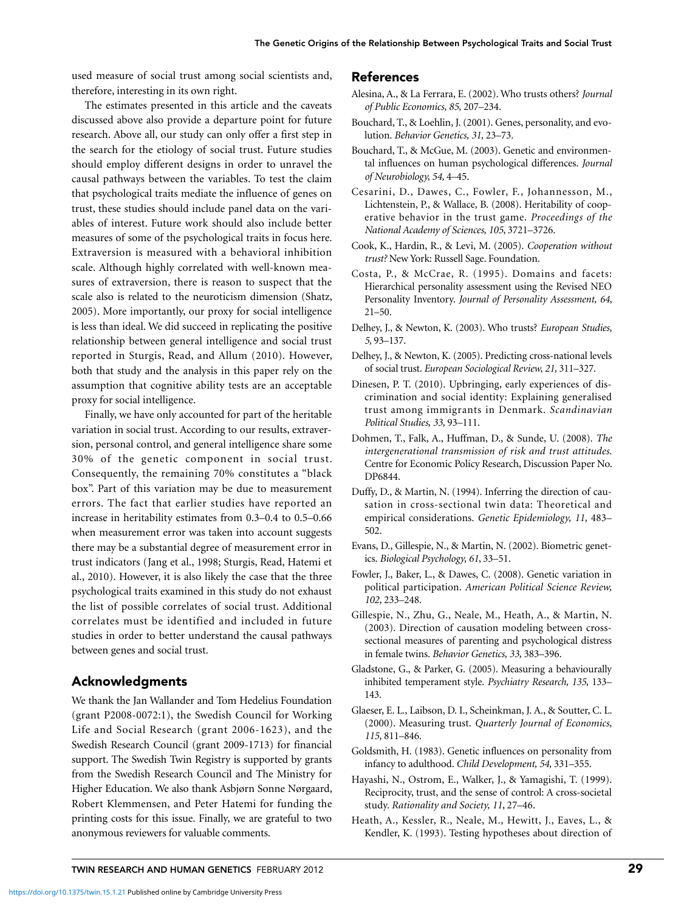used measure of social trust among social scientists and, therefore, interesting in its own right.

The estimates presented in this article and the caveats discussed above also provide a departure point for future research. Above all, our study can only offer a first step in the search for the etiology of social trust. Future studies should employ different designs in order to unravel the causal pathways between the variables. To test the claim that psychological traits mediate the influence of genes on trust, these studies should include panel data on the variables of interest. Future work should also include better measures of some of the psychological traits in focus here. Extraversion is measured with a behavioral inhibition scale. Although highly correlated with well-known measures of extraversion, there is reason to suspect that the scale also is related to the neuroticism dimension (Shatz, 2005). More importantly, our proxy for social intelligence is less than ideal. We did succeed in replicating the positive relationship between general intelligence and social trust reported in Sturgis, Read, and Allum (2010). However, both that study and the analysis in this paper rely on the assumption that cognitive ability tests are an acceptable proxy for social intelligence.

Finally, we have only accounted for part of the heritable variation in social trust. According to our results, extraversion, personal control, and general intelligence share some 30% of the genetic component in social trust. Consequently, the remaining 70% constitutes a "black box". Part of this variation may be due to measurement errors. The fact that earlier studies have reported an increase in heritability estimates from 0.3–0.4 to 0.5–0.66 when measurement error was taken into account suggests there may be a substantial degree of measurement error in trust indicators (Jang et al., 1998; Sturgis, Read, Hatemi et al., 2010). However, it is also likely the case that the three psychological traits examined in this study do not exhaust the list of possible correlates of social trust. Additional correlates must be identified and included in future studies in order to better understand the causal pathways between genes and social trust.

## Acknowledgments

We thank the Jan Wallander and Tom Hedelius Foundation (grant P2008-0072:1), the Swedish Council for Working Life and Social Research (grant 2006-1623), and the Swedish Research Council (grant 2009-1713) for financial support. The Swedish Twin Registry is supported by grants from the Swedish Research Council and The Ministry for Higher Education. We also thank Asbjørn Sonne Nørgaard, Robert Klemmensen, and Peter Hatemi for funding the printing costs for this issue. Finally, we are grateful to two anonymous reviewers for valuable comments.

## References

Alesina, A., & La Ferrara, E. (2002). Who trusts others? *Journal of Public Economics, 85*, 207–234.

Bouchard, T., & Loehlin, J. (2001). Genes, personality, and evolution. *Behavior Genetics, 31,* 23–73.

Bouchard, T., & McGue, M. (2003). Genetic and environmental influences on human psychological differences. *Journal of Neurobiology, 54,* 4–45.

Cesarini, D., Dawes, C., Fowler, F., Johannesson, M., Lichtenstein, P., & Wallace, B. (2008). Heritability of cooperative behavior in the trust game. *Proceedings of the National Academy of Sciences, 105*, 3721–3726.

Cook, K., Hardin, R., & Levi, M. (2005). *Cooperation without trust?* New York: Russell Sage. Foundation.

Costa, P., & McCrae, R. (1995). Domains and facets: Hierarchical personality assessment using the Revised NEO Personality Inventory. *Journal of Personality Assessment, 64*, 21–50.

Delhey, J., & Newton, K. (2003). Who trusts? *European Studies, 5,* 93–137.

Delhey, J., & Newton, K. (2005). Predicting cross-national levels of social trust. *European Sociological Review, 21,* 311–327.

Dinesen, P. T. (2010). Upbringing, early experiences of discrimination and social identity: Explaining generalised trust among immigrants in Denmark. *Scandinavian Political Studies, 33,* 93–111.

Dohmen, T., Falk, A., Huffman, D., & Sunde, U. (2008). *The intergenerational transmission of risk and trust attitudes.* Centre for Economic Policy Research, Discussion Paper No. DP6844.

Duffy, D., & Martin, N. (1994). Inferring the direction of causation in cross-sectional twin data: Theoretical and empirical considerations. *Genetic Epidemiology, 11,* 483–502.

Evans, D., Gillespie, N., & Martin, N. (2002). Biometric genetics. *Biological Psychology, 61*, 33–51.

Fowler, J., Baker, L., & Dawes, C. (2008). Genetic variation in political participation. *American Political Science Review, 102,* 233–248.

Gillespie, N., Zhu, G., Neale, M., Heath, A., & Martin, N. (2003). Direction of causation modeling between cross-sectional measures of parenting and psychological distress in female twins. *Behavior Genetics, 33,* 383–396.

Gladstone, G., & Parker, G. (2005). Measuring a behaviourally inhibited temperament style. *Psychiatry Research, 135,* 133–143.

Glaeser, E. L., Laibson, D. I., Scheinkman, J. A., & Soutter, C. L. (2000). Measuring trust. *Quarterly Journal of Economics, 115,* 811–846.

Goldsmith, H. (1983). Genetic influences on personality from infancy to adulthood. *Child Development, 54,* 331–355.

Hayashi, N., Ostrom, E., Walker, J., & Yamagishi, T. (1999). Reciprocity, trust, and the sense of control: A cross-societal study. *Rationality and Society, 11*, 27–46.

Heath, A., Kessler, R., Neale, M., Hewitt, J., Eaves, L., & Kendler, K. (1993). Testing hypotheses about direction of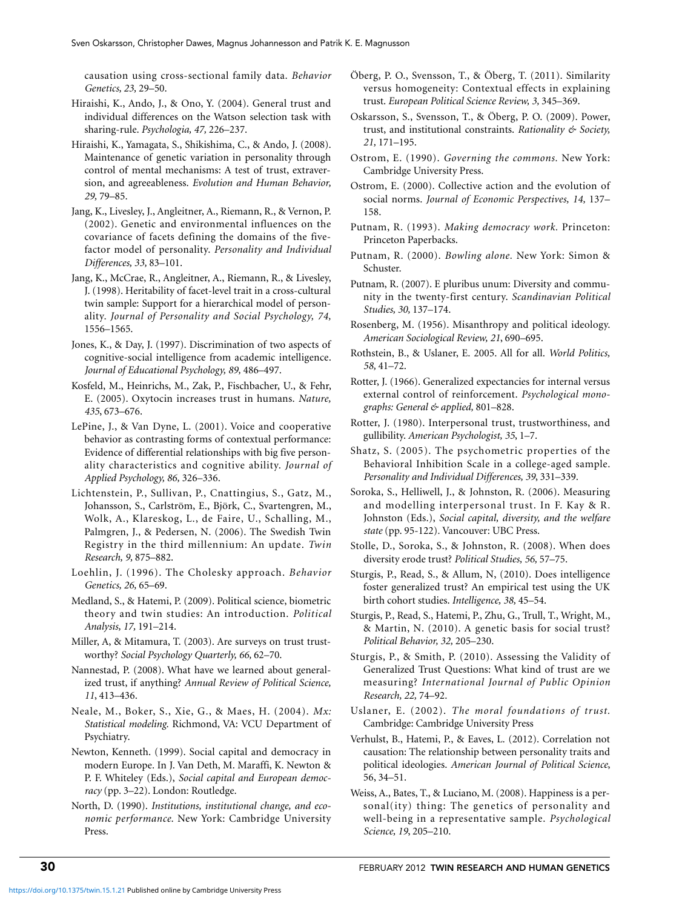causation using cross-sectional family data. *Behavior Genetics, 23*, 29–50.

Hiraishi, K., Ando, J., & Ono, Y. (2004). General trust and individual differences on the Watson selection task with sharing-rule. *Psychologia, 47,* 226–237.

Hiraishi, K., Yamagata, S., Shikishima, C., & Ando, J. (2008). Maintenance of genetic variation in personality through control of mental mechanisms: A test of trust, extraversion, and agreeableness. *Evolution and Human Behavior, 29,* 79–85.

Jang, K., Livesley, J., Angleitner, A., Riemann, R., & Vernon, P. (2002). Genetic and environmental influences on the covariance of facets defining the domains of the five-factor model of personality. *Personality and Individual Differences, 33,* 83–101.

Jang, K., McCrae, R., Angleitner, A., Riemann, R., & Livesley, J. (1998). Heritability of facet-level trait in a cross-cultural twin sample: Support for a hierarchical model of personality. *Journal of Personality and Social Psychology, 74,* 1556–1565.

Jones, K., & Day, J. (1997). Discrimination of two aspects of cognitive-social intelligence from academic intelligence. *Journal of Educational Psychology, 89,* 486–497.

Kosfeld, M., Heinrichs, M., Zak, P., Fischbacher, U., & Fehr, E. (2005). Oxytocin increases trust in humans. *Nature, 435*, 673–676.

LePine, J., & Van Dyne, L. (2001). Voice and cooperative behavior as contrasting forms of contextual performance: Evidence of differential relationships with big five personality characteristics and cognitive ability. *Journal of Applied Psychology, 86,* 326–336.

Lichtenstein, P., Sullivan, P., Cnattingius, S., Gatz, M., Johansson, S., Carlström, E., Björk, C., Svartengren, M., Wolk, A., Klareskog, L., de Faire, U., Schalling, M., Palmgren, J., & Pedersen, N. (2006). The Swedish Twin Registry in the third millennium: An update. *Twin Research, 9,* 875–882.

Loehlin, J. (1996). The Cholesky approach. *Behavior Genetics, 26,* 65–69.

Medland, S., & Hatemi, P. (2009). Political science, biometric theory and twin studies: An introduction. *Political Analysis, 17,* 191–214.

Miller, A, & Mitamura, T. (2003). Are surveys on trust trustworthy? *Social Psychology Quarterly, 66,* 62–70.

Nannestad, P. (2008). What have we learned about generalized trust, if anything? *Annual Review of Political Science, 11*, 413–436.

Neale, M., Boker, S., Xie, G., & Maes, H. (2004). *Mx: Statistical modeling.* Richmond, VA: VCU Department of Psychiatry.

Newton, Kenneth. (1999). Social capital and democracy in modern Europe. In J. Van Deth, M. Maraffi, K. Newton & P. F. Whiteley (Eds.), *Social capital and European democracy* (pp. 3–22). London: Routledge.

North, D. (1990). *Institutions, institutional change, and economic performance.* New York: Cambridge University Press.

Öberg, P. O., Svensson, T., & Öberg, T. (2011). Similarity versus homogeneity: Contextual effects in explaining trust. *European Political Science Review, 3,* 345–369.

Oskarsson, S., Svensson, T., & Öberg, P. O. (2009). Power, trust, and institutional constraints. *Rationality & Society, 21,* 171–195.

Ostrom, E. (1990). *Governing the commons.* New York: Cambridge University Press.

Ostrom, E. (2000). Collective action and the evolution of social norms. *Journal of Economic Perspectives, 14,* 137–158.

Putnam, R. (1993). *Making democracy work.* Princeton: Princeton Paperbacks.

Putnam, R. (2000). *Bowling alone.* New York: Simon & Schuster.

Putnam, R. (2007). E pluribus unum: Diversity and community in the twenty-first century. *Scandinavian Political Studies, 30,* 137–174.

Rosenberg, M. (1956). Misanthropy and political ideology. *American Sociological Review, 21*, 690–695.

Rothstein, B., & Uslaner, E. 2005. All for all. *World Politics, 58,* 41–72.

Rotter, J. (1966). Generalized expectancies for internal versus external control of reinforcement. *Psychological monographs: General & applied,* 801–828.

Rotter, J. (1980). Interpersonal trust, trustworthiness, and gullibility. *American Psychologist, 35*, 1–7.

Shatz, S. (2005). The psychometric properties of the Behavioral Inhibition Scale in a college-aged sample. *Personality and Individual Differences, 39*, 331–339.

Soroka, S., Helliwell, J., & Johnston, R. (2006). Measuring and modelling interpersonal trust. In F. Kay & R. Johnston (Eds.), *Social capital, diversity, and the welfare state* (pp. 95-122). Vancouver: UBC Press.

Stolle, D., Soroka, S., & Johnston, R. (2008). When does diversity erode trust? *Political Studies, 56,* 57–75.

Sturgis, P., Read, S., & Allum, N, (2010). Does intelligence foster generalized trust? An empirical test using the UK birth cohort studies. *Intelligence, 38,* 45–54.

Sturgis, P., Read, S., Hatemi, P., Zhu, G., Trull, T., Wright, M., & Martin, N. (2010). A genetic basis for social trust? *Political Behavior, 32,* 205–230.

Sturgis, P., & Smith, P. (2010). Assessing the Validity of Generalized Trust Questions: What kind of trust are we measuring? *International Journal of Public Opinion Research, 22,* 74–92.

Uslaner, E. (2002). *The moral foundations of trust.* Cambridge: Cambridge University Press

Verhulst, B., Hatemi, P., & Eaves, L. (2012). Correlation not causation: The relationship between personality traits and political ideologies. *American Journal of Political Science*, 56, 34–51.

Weiss, A., Bates, T., & Luciano, M. (2008). Happiness is a personal(ity) thing: The genetics of personality and well-being in a representative sample. *Psychological Science, 19*, 205–210.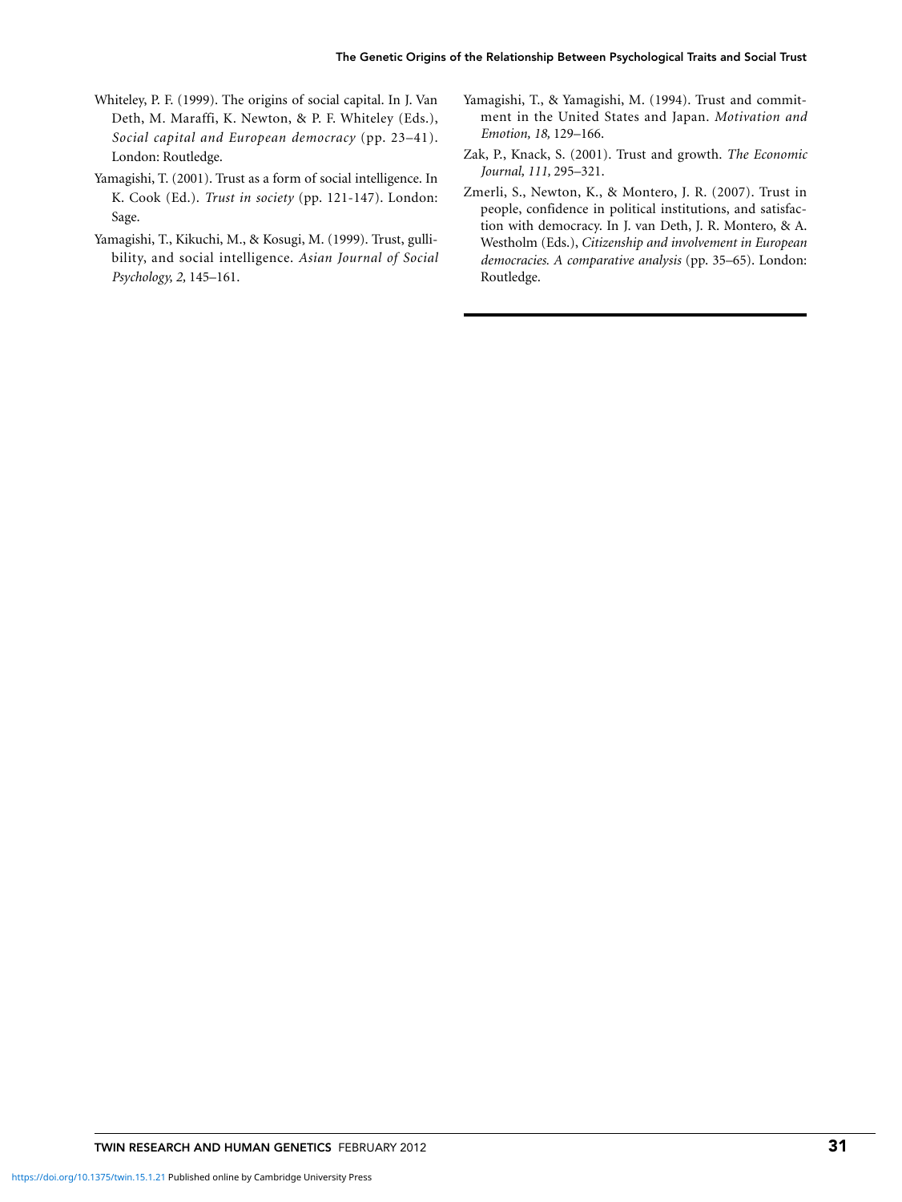Whiteley, P. F. (1999). The origins of social capital. In J. Van Deth, M. Maraffi, K. Newton, & P. F. Whiteley (Eds.), *Social capital and European democracy* (pp. 23–41). London: Routledge.

Yamagishi, T. (2001). Trust as a form of social intelligence. In K. Cook (Ed.). *Trust in society* (pp. 121-147). London: Sage.

Yamagishi, T., Kikuchi, M., & Kosugi, M. (1999). Trust, gullibility, and social intelligence. *Asian Journal of Social Psychology, 2,* 145–161.

Yamagishi, T., & Yamagishi, M. (1994). Trust and commitment in the United States and Japan. *Motivation and Emotion, 18,* 129–166.

Zak, P., Knack, S. (2001). Trust and growth. *The Economic Journal, 111,* 295–321.

Zmerli, S., Newton, K., & Montero, J. R. (2007). Trust in people, confidence in political institutions, and satisfaction with democracy. In J. van Deth, J. R. Montero, & A. Westholm (Eds.), *Citizenship and involvement in European democracies. A comparative analysis* (pp. 35–65). London: Routledge.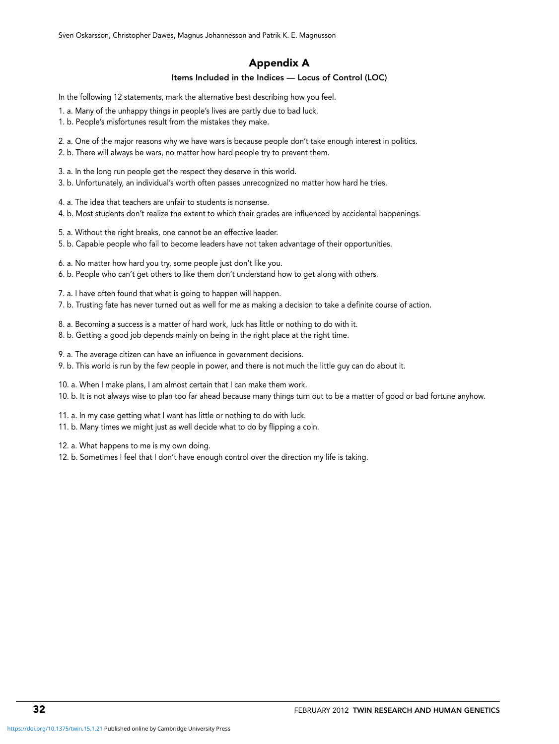# Appendix A

### Items Included in the Indices — Locus of Control (LOC)

In the following 12 statements, mark the alternative best describing how you feel.

1. a. Many of the unhappy things in people's lives are partly due to bad luck.
1. b. People's misfortunes result from the mistakes they make.

2. a. One of the major reasons why we have wars is because people don't take enough interest in politics.
2. b. There will always be wars, no matter how hard people try to prevent them.

3. a. In the long run people get the respect they deserve in this world.
3. b. Unfortunately, an individual's worth often passes unrecognized no matter how hard he tries.

4. a. The idea that teachers are unfair to students is nonsense.
4. b. Most students don't realize the extent to which their grades are influenced by accidental happenings.

5. a. Without the right breaks, one cannot be an effective leader.
5. b. Capable people who fail to become leaders have not taken advantage of their opportunities.

6. a. No matter how hard you try, some people just don't like you.
6. b. People who can't get others to like them don't understand how to get along with others.

7. a. I have often found that what is going to happen will happen.
7. b. Trusting fate has never turned out as well for me as making a decision to take a definite course of action.

8. a. Becoming a success is a matter of hard work, luck has little or nothing to do with it.
8. b. Getting a good job depends mainly on being in the right place at the right time.

9. a. The average citizen can have an influence in government decisions.
9. b. This world is run by the few people in power, and there is not much the little guy can do about it.

10. a. When I make plans, I am almost certain that I can make them work.
10. b. It is not always wise to plan too far ahead because many things turn out to be a matter of good or bad fortune anyhow.

11. a. In my case getting what I want has little or nothing to do with luck.
11. b. Many times we might just as well decide what to do by flipping a coin.

12. a. What happens to me is my own doing.
12. b. Sometimes I feel that I don't have enough control over the direction my life is taking.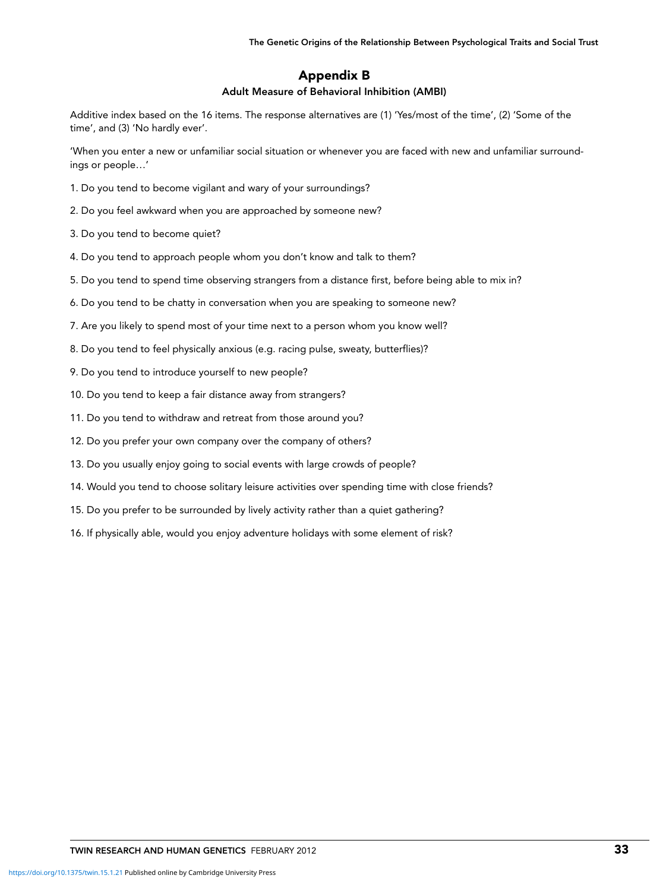## Appendix B

### Adult Measure of Behavioral Inhibition (AMBI)

Additive index based on the 16 items. The response alternatives are (1) 'Yes/most of the time', (2) 'Some of the time', and (3) 'No hardly ever'.

'When you enter a new or unfamiliar social situation or whenever you are faced with new and unfamiliar surroundings or people…'

1. Do you tend to become vigilant and wary of your surroundings?
2. Do you feel awkward when you are approached by someone new?
3. Do you tend to become quiet?
4. Do you tend to approach people whom you don't know and talk to them?
5. Do you tend to spend time observing strangers from a distance first, before being able to mix in?
6. Do you tend to be chatty in conversation when you are speaking to someone new?
7. Are you likely to spend most of your time next to a person whom you know well?
8. Do you tend to feel physically anxious (e.g. racing pulse, sweaty, butterflies)?
9. Do you tend to introduce yourself to new people?
10. Do you tend to keep a fair distance away from strangers?
11. Do you tend to withdraw and retreat from those around you?
12. Do you prefer your own company over the company of others?
13. Do you usually enjoy going to social events with large crowds of people?
14. Would you tend to choose solitary leisure activities over spending time with close friends?
15. Do you prefer to be surrounded by lively activity rather than a quiet gathering?
16. If physically able, would you enjoy adventure holidays with some element of risk?